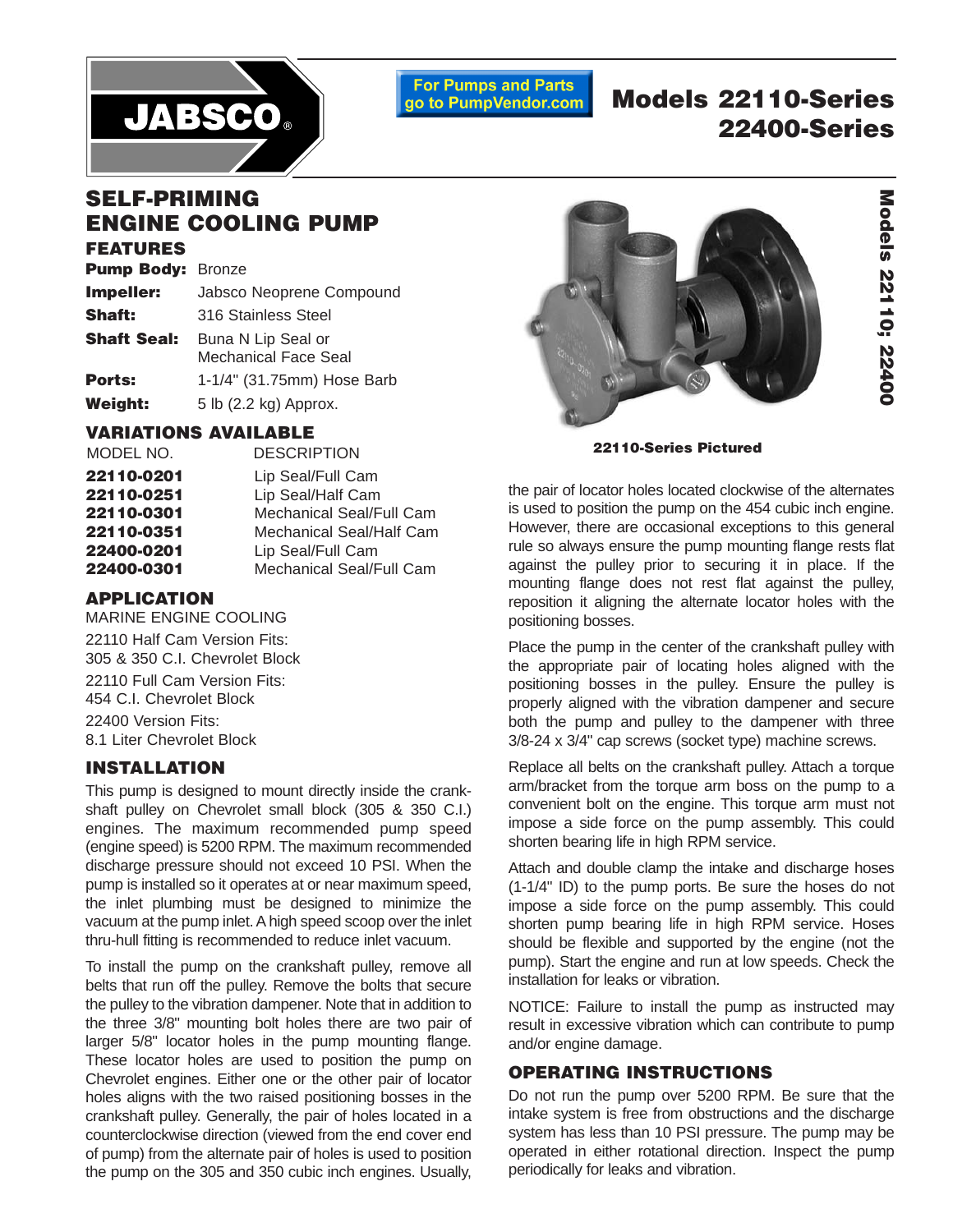# Models 22110-Series 22400-Series

For Pumps and Parts go to PumpVendor.com

## SELF-PRIMING ENGINE COOLING PUMP

### FEATURES

| | |
|---|---|
| **Pump Body:** | Bronze |
| **Impeller:** | Jabsco Neoprene Compound |
| **Shaft:** | 316 Stainless Steel |
| **Shaft Seal:** | Buna N Lip Seal or Mechanical Face Seal |
| **Ports:** | 1-1/4" (31.75mm) Hose Barb |
| **Weight:** | 5 lb (2.2 kg) Approx. |

### VARIATIONS AVAILABLE

| MODEL NO. | DESCRIPTION |
|---|---|
| **22110-0201** | Lip Seal/Full Cam |
| **22110-0251** | Lip Seal/Half Cam |
| **22110-0301** | Mechanical Seal/Full Cam |
| **22110-0351** | Mechanical Seal/Half Cam |
| **22400-0201** | Lip Seal/Full Cam |
| **22400-0301** | Mechanical Seal/Full Cam |

### APPLICATION

MARINE ENGINE COOLING

22110 Half Cam Version Fits:
305 & 350 C.I. Chevrolet Block

22110 Full Cam Version Fits:
454 C.I. Chevrolet Block

22400 Version Fits:
8.1 Liter Chevrolet Block

### INSTALLATION

This pump is designed to mount directly inside the crankshaft pulley on Chevrolet small block (305 & 350 C.I.) engines. The maximum recommended pump speed (engine speed) is 5200 RPM. The maximum recommended discharge pressure should not exceed 10 PSI. When the pump is installed so it operates at or near maximum speed, the inlet plumbing must be designed to minimize the vacuum at the pump inlet. A high speed scoop over the inlet thru-hull fitting is recommended to reduce inlet vacuum.

To install the pump on the crankshaft pulley, remove all belts that run off the pulley. Remove the bolts that secure the pulley to the vibration dampener. Note that in addition to the three 3/8" mounting bolt holes there are two pair of larger 5/8" locator holes in the pump mounting flange. These locator holes are used to position the pump on Chevrolet engines. Either one or the other pair of locator holes aligns with the two raised positioning bosses in the crankshaft pulley. Generally, the pair of holes located in a counterclockwise direction (viewed from the end cover end of pump) from the alternate pair of holes is used to position the pump on the 305 and 350 cubic inch engines. Usually, the pair of locator holes located clockwise of the alternates is used to position the pump on the 454 cubic inch engine. However, there are occasional exceptions to this general rule so always ensure the pump mounting flange rests flat against the pulley prior to securing it in place. If the mounting flange does not rest flat against the pulley, reposition it aligning the alternate locator holes with the positioning bosses.

**22110-Series Pictured**

Place the pump in the center of the crankshaft pulley with the appropriate pair of locating holes aligned with the positioning bosses in the pulley. Ensure the pulley is properly aligned with the vibration dampener and secure both the pump and pulley to the dampener with three 3/8-24 x 3/4" cap screws (socket type) machine screws.

Replace all belts on the crankshaft pulley. Attach a torque arm/bracket from the torque arm boss on the pump to a convenient bolt on the engine. This torque arm must not impose a side force on the pump assembly. This could shorten bearing life in high RPM service.

Attach and double clamp the intake and discharge hoses (1-1/4" ID) to the pump ports. Be sure the hoses do not impose a side force on the pump assembly. This could shorten pump bearing life in high RPM service. Hoses should be flexible and supported by the engine (not the pump). Start the engine and run at low speeds. Check the installation for leaks or vibration.

NOTICE: Failure to install the pump as instructed may result in excessive vibration which can contribute to pump and/or engine damage.

### OPERATING INSTRUCTIONS

Do not run the pump over 5200 RPM. Be sure that the intake system is free from obstructions and the discharge system has less than 10 PSI pressure. The pump may be operated in either rotational direction. Inspect the pump periodically for leaks and vibration.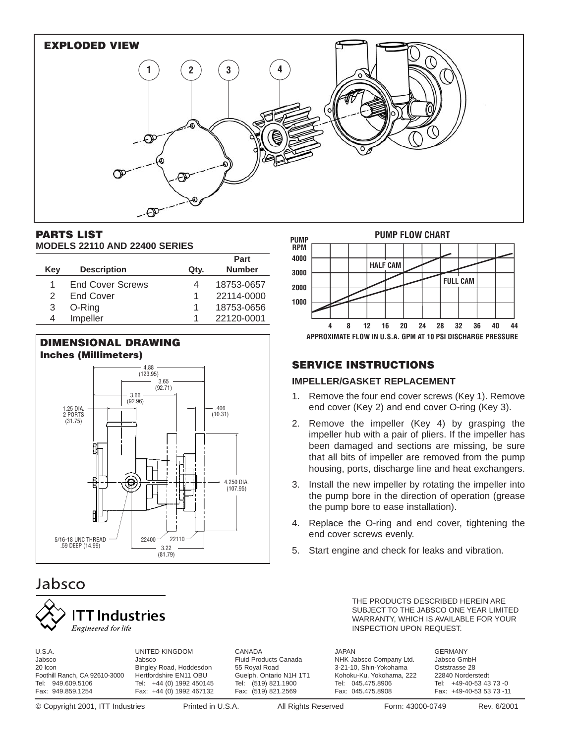## EXPLODED VIEW

1 2 3 4

## PARTS LIST

**MODELS 22110 AND 22400 SERIES**

| Key | Description | Qty. | Part Number |
|---|---|---|---|
| 1 | End Cover Screws | 4 | 18753-0657 |
| 2 | End Cover | 1 | 22114-0000 |
| 3 | O-Ring | 1 | 18753-0656 |
| 4 | Impeller | 1 | 22120-0001 |

## DIMENSIONAL DRAWING

**Inches (Millimeters)**

4.88 (123.95)
3.65 (92.71)
3.66 (92.96)
1.25 DIA. 2 PORTS (31.75)
.406 (10.31)
4.250 DIA. (107.95)
5/16-18 UNC THREAD .59 DEEP (14.99)
22400
22110
3.22 (81.79)

## PUMP FLOW CHART

PUMP RPM
4000
3000
2000
1000
HALF CAM
FULL CAM
4 8 12 16 20 24 28 32 36 40 44
APPROXIMATE FLOW IN U.S.A. GPM AT 10 PSI DISCHARGE PRESSURE

## SERVICE INSTRUCTIONS

### IMPELLER/GASKET REPLACEMENT

1. Remove the four end cover screws (Key 1). Remove end cover (Key 2) and end cover O-ring (Key 3).
2. Remove the impeller (Key 4) by grasping the impeller hub with a pair of pliers. If the impeller has been damaged and sections are missing, be sure that all bits of impeller are removed from the pump housing, ports, discharge line and heat exchangers.
3. Install the new impeller by rotating the impeller into the pump bore in the direction of operation (grease the pump bore to ease installation).
4. Replace the O-ring and end cover, tightening the end cover screws evenly.
5. Start engine and check for leaks and vibration.

Jabsco

ITT Industries
*Engineered for life*

THE PRODUCTS DESCRIBED HEREIN ARE SUBJECT TO THE JABSCO ONE YEAR LIMITED WARRANTY, WHICH IS AVAILABLE FOR YOUR INSPECTION UPON REQUEST.

U.S.A.
Jabsco
20 Icon
Foothill Ranch, CA 92610-3000
Tel: 949.609.5106
Fax: 949.859.1254

UNITED KINGDOM
Jabsco
Bingley Road, Hoddesdon
Hertfordshire EN11 OBU
Tel: +44 (0) 1992 450145
Fax: +44 (0) 1992 467132

CANADA
Fluid Products Canada
55 Royal Road
Guelph, Ontario N1H 1T1
Tel: (519) 821.1900
Fax: (519) 821.2569

JAPAN
NHK Jabsco Company Ltd.
3-21-10, Shin-Yokohama
Kohoku-Ku, Yokohama, 222
Tel: 045.475.8906
Fax: 045.475.8908

GERMANY
Jabsco GmbH
Oststrasse 28
22840 Norderstedt
Tel: +49-40-53 43 73 -0
Fax: +49-40-53 53 73 -11

© Copyright 2001, ITT Industries Printed in U.S.A. All Rights Reserved Form: 43000-0749 Rev. 6/2001